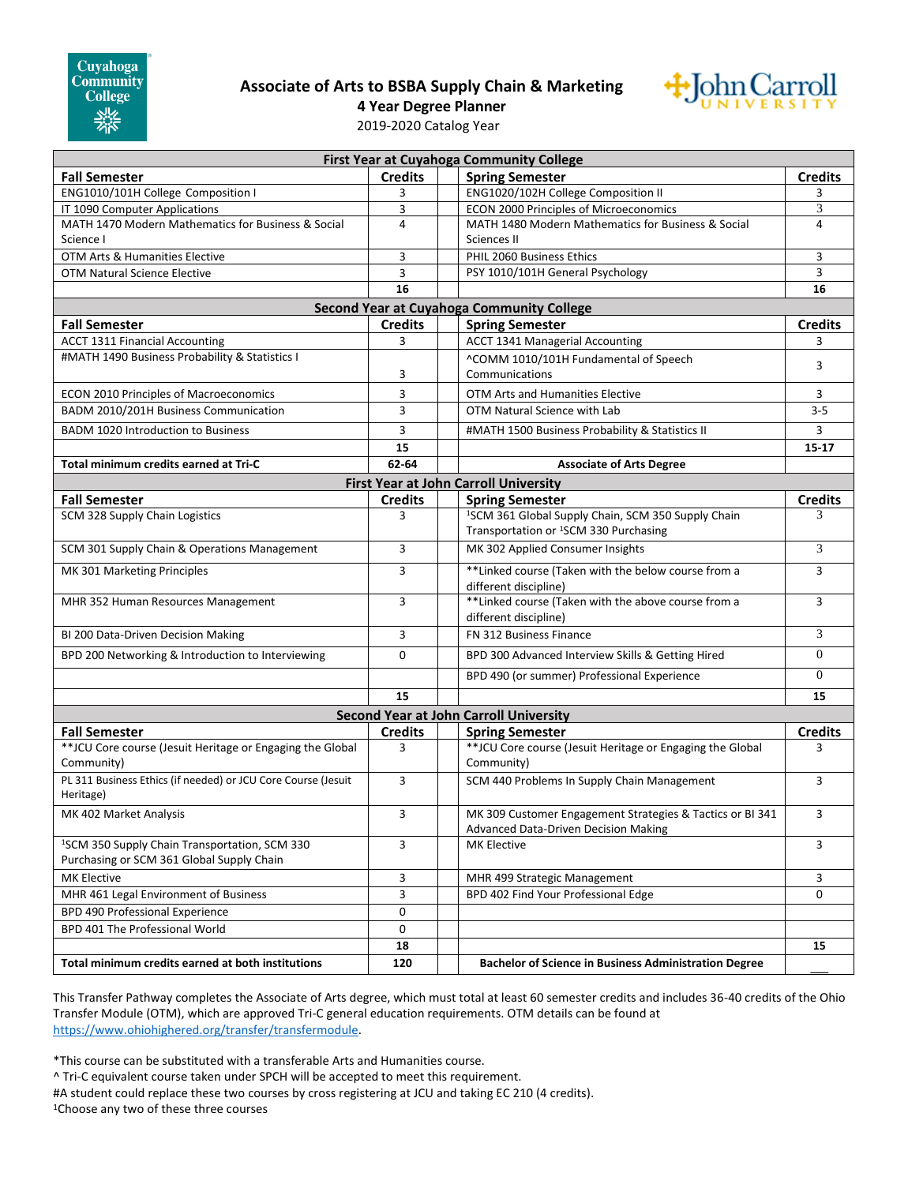# Associate of Arts to BSBA Supply Chain & Marketing

## 4 Year Degree Planner

2019-2020 Catalog Year

| Fall Semester | Credits | | Spring Semester | Credits |
|---|---|---|---|---|
| **First Year at Cuyahoga Community College** | | | | |
| ENG1010/101H College Composition I | 3 | | ENG1020/102H College Composition II | 3 |
| IT 1090 Computer Applications | 3 | | ECON 2000 Principles of Microeconomics | 3 |
| MATH 1470 Modern Mathematics for Business & Social Science I | 4 | | MATH 1480 Modern Mathematics for Business & Social Sciences II | 4 |
| OTM Arts & Humanities Elective | 3 | | PHIL 2060 Business Ethics | 3 |
| OTM Natural Science Elective | 3 | | PSY 1010/101H General Psychology | 3 |
| | **16** | | | **16** |
| **Second Year at Cuyahoga Community College** | | | | |
| **Fall Semester** | **Credits** | | **Spring Semester** | **Credits** |
| ACCT 1311 Financial Accounting | 3 | | ACCT 1341 Managerial Accounting | 3 |
| #MATH 1490 Business Probability & Statistics I | 3 | | ^COMM 1010/101H Fundamental of Speech Communications | 3 |
| ECON 2010 Principles of Macroeconomics | 3 | | OTM Arts and Humanities Elective | 3 |
| BADM 2010/201H Business Communication | 3 | | OTM Natural Science with Lab | 3-5 |
| BADM 1020 Introduction to Business | 3 | | #MATH 1500 Business Probability & Statistics II | 3 |
| | **15** | | | **15-17** |
| **Total minimum credits earned at Tri-C** | **62-64** | | **Associate of Arts Degree** | |
| **First Year at John Carroll University** | | | | |
| **Fall Semester** | **Credits** | | **Spring Semester** | **Credits** |
| SCM 328 Supply Chain Logistics | 3 | | [1]SCM 361 Global Supply Chain, SCM 350 Supply Chain Transportation or [1]SCM 330 Purchasing | 3 |
| SCM 301 Supply Chain & Operations Management | 3 | | MK 302 Applied Consumer Insights | 3 |
| MK 301 Marketing Principles | 3 | | **Linked course (Taken with the below course from a different discipline) | 3 |
| MHR 352 Human Resources Management | 3 | | **Linked course (Taken with the above course from a different discipline) | 3 |
| BI 200 Data-Driven Decision Making | 3 | | FN 312 Business Finance | 3 |
| BPD 200 Networking & Introduction to Interviewing | 0 | | BPD 300 Advanced Interview Skills & Getting Hired | 0 |
| | | | BPD 490 (or summer) Professional Experience | 0 |
| | **15** | | | **15** |
| **Second Year at John Carroll University** | | | | |
| **Fall Semester** | **Credits** | | **Spring Semester** | **Credits** |
| **JCU Core course (Jesuit Heritage or Engaging the Global Community) | 3 | | **JCU Core course (Jesuit Heritage or Engaging the Global Community) | 3 |
| PL 311 Business Ethics (if needed) or JCU Core Course (Jesuit Heritage) | 3 | | SCM 440 Problems In Supply Chain Management | 3 |
| MK 402 Market Analysis | 3 | | MK 309 Customer Engagement Strategies & Tactics or BI 341 Advanced Data-Driven Decision Making | 3 |
| [1]SCM 350 Supply Chain Transportation, SCM 330 Purchasing or SCM 361 Global Supply Chain | 3 | | MK Elective | 3 |
| MK Elective | 3 | | MHR 499 Strategic Management | 3 |
| MHR 461 Legal Environment of Business | 3 | | BPD 402 Find Your Professional Edge | 0 |
| BPD 490 Professional Experience | 0 | | | |
| BPD 401 The Professional World | 0 | | | |
| | **18** | | | **15** |
| **Total minimum credits earned at both institutions** | **120** | | **Bachelor of Science in Business Administration Degree** | ___ |

This Transfer Pathway completes the Associate of Arts degree, which must total at least 60 semester credits and includes 36-40 credits of the Ohio Transfer Module (OTM), which are approved Tri-C general education requirements. OTM details can be found at https://www.ohiohighered.org/transfer/transfermodule.

*This course can be substituted with a transferable Arts and Humanities course.
^ Tri-C equivalent course taken under SPCH will be accepted to meet this requirement.
#A student could replace these two courses by cross registering at JCU and taking EC 210 (4 credits).
[1]Choose any two of these three courses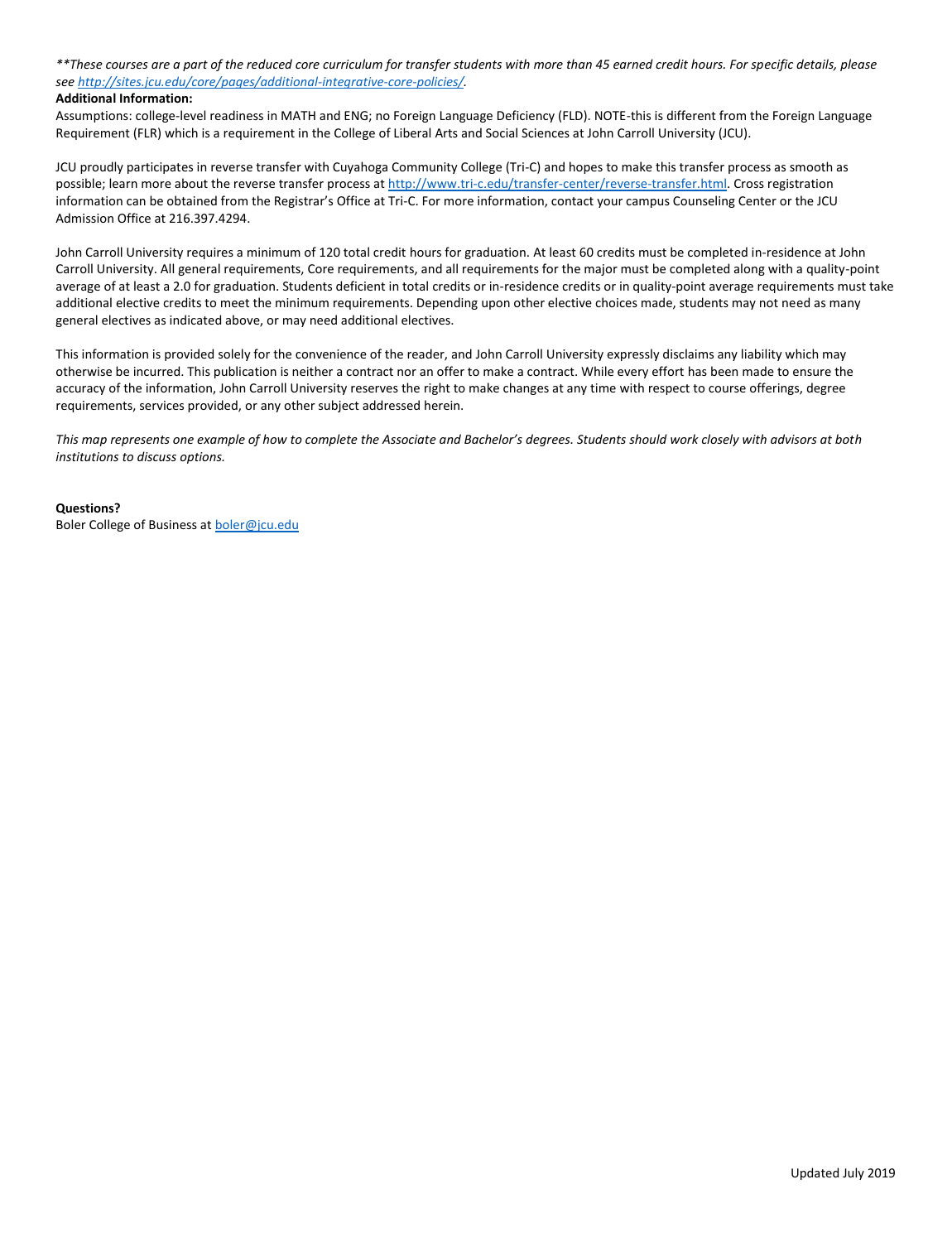*\*\*These courses are a part of the reduced core curriculum for transfer students with more than 45 earned credit hours. For specific details, please see [http://sites.jcu.edu/core/pages/additional-integrative-core-policies/](http://sites.jcu.edu/core/pages/additional-integrative-core-policies/).*

**Additional Information:**

Assumptions: college-level readiness in MATH and ENG; no Foreign Language Deficiency (FLD). NOTE-this is different from the Foreign Language Requirement (FLR) which is a requirement in the College of Liberal Arts and Social Sciences at John Carroll University (JCU).

JCU proudly participates in reverse transfer with Cuyahoga Community College (Tri-C) and hopes to make this transfer process as smooth as possible; learn more about the reverse transfer process at [http://www.tri-c.edu/transfer-center/reverse-transfer.html](http://www.tri-c.edu/transfer-center/reverse-transfer.html). Cross registration information can be obtained from the Registrar's Office at Tri-C. For more information, contact your campus Counseling Center or the JCU Admission Office at 216.397.4294.

John Carroll University requires a minimum of 120 total credit hours for graduation. At least 60 credits must be completed in-residence at John Carroll University. All general requirements, Core requirements, and all requirements for the major must be completed along with a quality-point average of at least a 2.0 for graduation. Students deficient in total credits or in-residence credits or in quality-point average requirements must take additional elective credits to meet the minimum requirements. Depending upon other elective choices made, students may not need as many general electives as indicated above, or may need additional electives.

This information is provided solely for the convenience of the reader, and John Carroll University expressly disclaims any liability which may otherwise be incurred. This publication is neither a contract nor an offer to make a contract. While every effort has been made to ensure the accuracy of the information, John Carroll University reserves the right to make changes at any time with respect to course offerings, degree requirements, services provided, or any other subject addressed herein.

*This map represents one example of how to complete the Associate and Bachelor's degrees. Students should work closely with advisors at both institutions to discuss options.*

**Questions?**
Boler College of Business at [boler@jcu.edu](mailto:boler@jcu.edu)

Updated July 2019